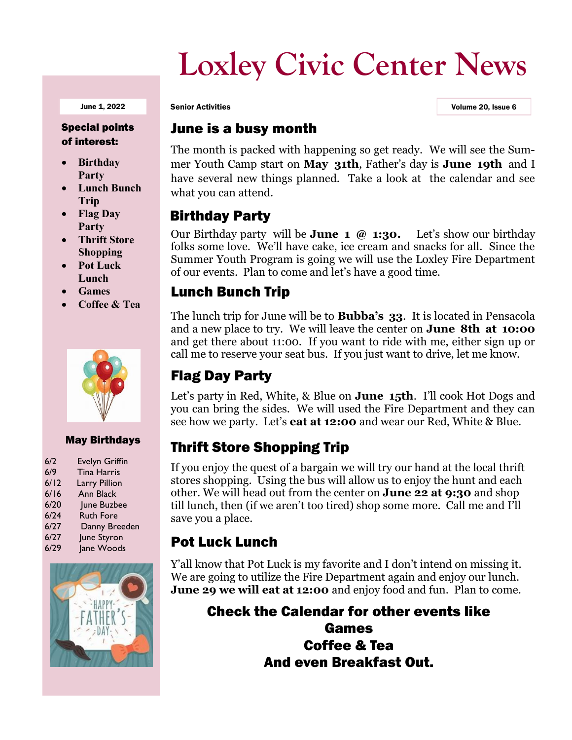# Loxley Civic Center News

June 1, 2022

Senior Activities

Volume 20, Issue 6

**Special points of interest:**

- Birthday Party
- Lunch Bunch Trip
- Flag Day Party
- Thrift Store Shopping
- Pot Luck Lunch
- Games
- Coffee & Tea

**May Birthdays**

| | |
|---|---|
| 6/2 | Evelyn Griffin |
| 6/9 | Tina Harris |
| 6/12 | Larry Pillion |
| 6/16 | Ann Black |
| 6/20 | June Buzbee |
| 6/24 | Ruth Fore |
| 6/27 | Danny Breeden |
| 6/27 | June Styron |
| 6/29 | Jane Woods |

## June is a busy month

The month is packed with happening so get ready. We will see the Summer Youth Camp start on **May 31th**, Father's day is **June 19th** and I have several new things planned. Take a look at the calendar and see what you can attend.

## Birthday Party

Our Birthday party will be **June 1 @ 1:30.** Let's show our birthday folks some love. We'll have cake, ice cream and snacks for all. Since the Summer Youth Program is going we will use the Loxley Fire Department of our events. Plan to come and let's have a good time.

## Lunch Bunch Trip

The lunch trip for June will be to **Bubba's 33**. It is located in Pensacola and a new place to try. We will leave the center on **June 8th at 10:00** and get there about 11:00. If you want to ride with me, either sign up or call me to reserve your seat bus. If you just want to drive, let me know.

## Flag Day Party

Let's party in Red, White, & Blue on **June 15th**. I'll cook Hot Dogs and you can bring the sides. We will used the Fire Department and they can see how we party. Let's **eat at 12:00** and wear our Red, White & Blue.

## Thrift Store Shopping Trip

If you enjoy the quest of a bargain we will try our hand at the local thrift stores shopping. Using the bus will allow us to enjoy the hunt and each other. We will head out from the center on **June 22 at 9:30** and shop till lunch, then (if we aren't too tired) shop some more. Call me and I'll save you a place.

## Pot Luck Lunch

Y'all know that Pot Luck is my favorite and I don't intend on missing it. We are going to utilize the Fire Department again and enjoy our lunch. **June 29 we will eat at 12:00** and enjoy food and fun. Plan to come.

**Check the Calendar for other events like**
**Games**
**Coffee & Tea**
**And even Breakfast Out.**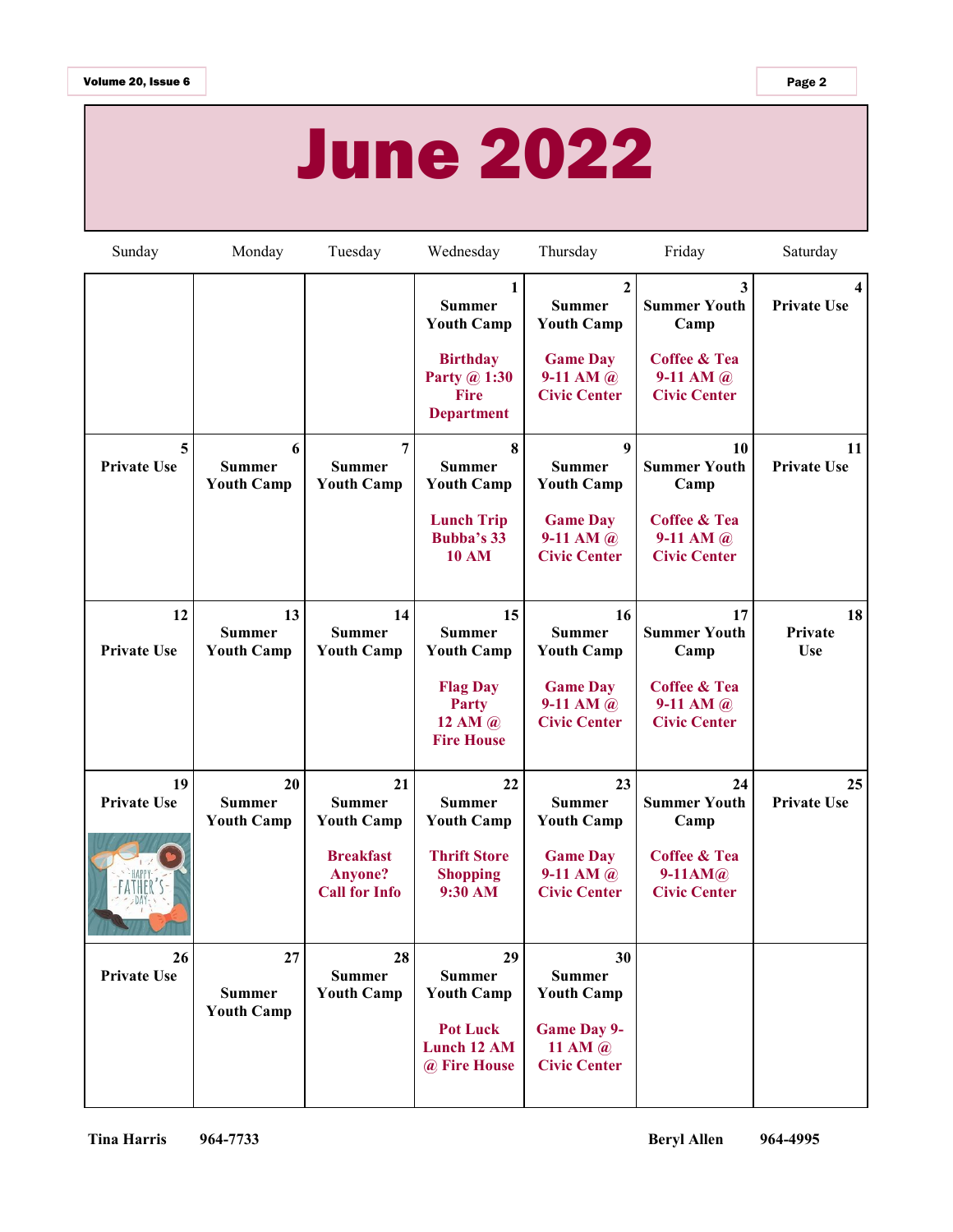# June 2022

| Sunday | Monday | Tuesday | Wednesday | Thursday | Friday | Saturday |
|---|---|---|---|---|---|---|
| | | | **1** Summer Youth Camp<br>Birthday Party @ 1:30 Fire Department | **2** Summer Youth Camp<br>Game Day 9-11 AM @ Civic Center | **3** Summer Youth Camp<br>Coffee & Tea 9-11 AM @ Civic Center | **4** Private Use |
| **5** Private Use | **6** Summer Youth Camp | **7** Summer Youth Camp | **8** Summer Youth Camp<br>Lunch Trip Bubba's 33 10 AM | **9** Summer Youth Camp<br>Game Day 9-11 AM @ Civic Center | **10** Summer Youth Camp<br>Coffee & Tea 9-11 AM @ Civic Center | **11** Private Use |
| **12** Private Use | **13** Summer Youth Camp | **14** Summer Youth Camp | **15** Summer Youth Camp<br>Flag Day Party 12 AM @ Fire House | **16** Summer Youth Camp<br>Game Day 9-11 AM @ Civic Center | **17** Summer Youth Camp<br>Coffee & Tea 9-11 AM @ Civic Center | **18** Private Use |
| **19** Private Use<br>HAPPY FATHER'S DAY | **20** Summer Youth Camp | **21** Summer Youth Camp<br>Breakfast Anyone? Call for Info | **22** Summer Youth Camp<br>Thrift Store Shopping 9:30 AM | **23** Summer Youth Camp<br>Game Day 9-11 AM @ Civic Center | **24** Summer Youth Camp<br>Coffee & Tea 9-11AM@ Civic Center | **25** Private Use |
| **26** Private Use | **27** Summer Youth Camp | **28** Summer Youth Camp | **29** Summer Youth Camp<br>Pot Luck Lunch 12 AM @ Fire House | **30** Summer Youth Camp<br>Game Day 9-11 AM @ Civic Center | | |

**Tina Harris** 964-7733 **Beryl Allen** 964-4995